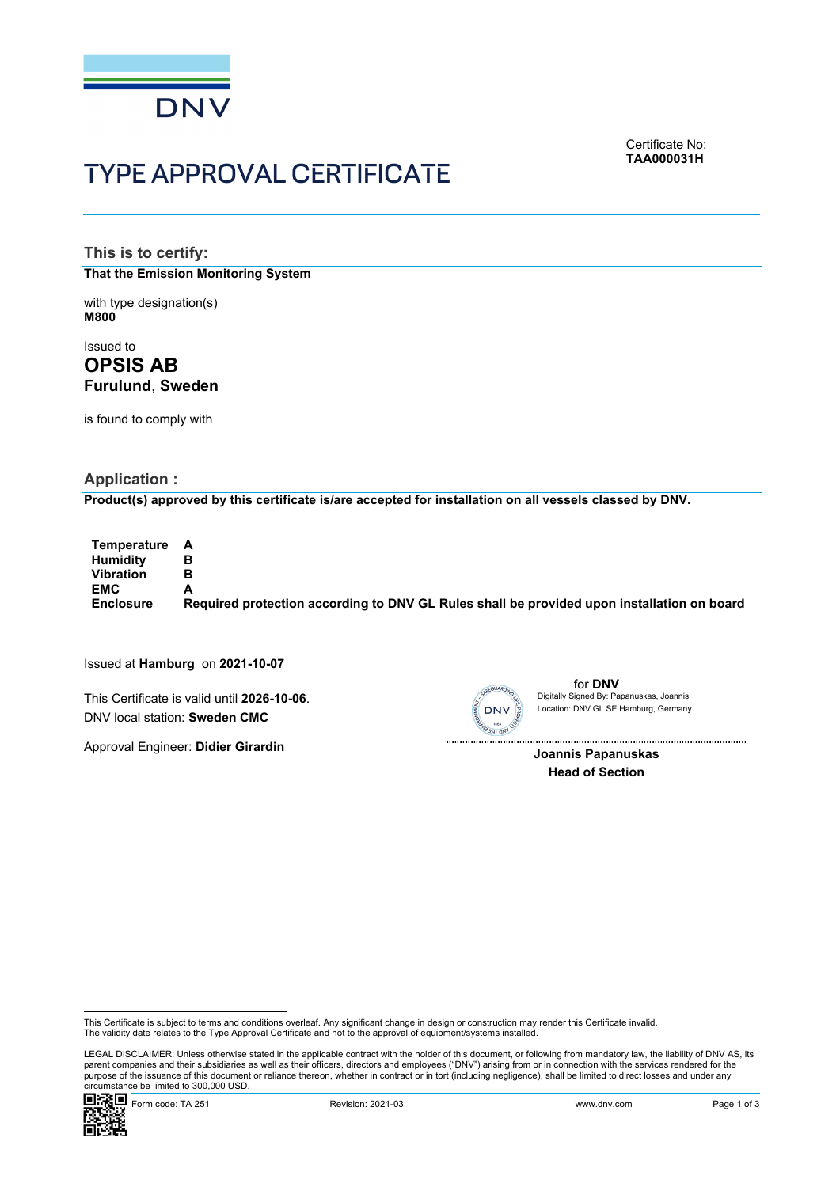DNV

# TYPE APPROVAL CERTIFICATE

Certificate No:
**TAA000031H**

## This is to certify:

**That the Emission Monitoring System**

with type designation(s)
**M800**

Issued to
# OPSIS AB
**Furulund, Sweden**

is found to comply with

## Application :

**Product(s) approved by this certificate is/are accepted for installation on all vessels classed by DNV.**

| | |
|---|---|
| **Temperature** | **A** |
| **Humidity** | **B** |
| **Vibration** | **B** |
| **EMC** | **A** |
| **Enclosure** | **Required protection according to DNV GL Rules shall be provided upon installation on board** |

Issued at **Hamburg** on **2021-10-07**

This Certificate is valid until **2026-10-06**.
DNV local station: **Sweden CMC**

Approval Engineer: **Didier Girardin**

for **DNV**
Digitally Signed By: Papanuskas, Joannis
Location: DNV GL SE Hamburg, Germany

**Joannis Papanuskas**
**Head of Section**

This Certificate is subject to terms and conditions overleaf. Any significant change in design or construction may render this Certificate invalid.
The validity date relates to the Type Approval Certificate and not to the approval of equipment/systems installed.

LEGAL DISCLAIMER: Unless otherwise stated in the applicable contract with the holder of this document, or following from mandatory law, the liability of DNV AS, its parent companies and their subsidiaries as well as their officers, directors and employees ("DNV") arising from or in connection with the services rendered for the purpose of the issuance of this document or reliance thereon, whether in contract or in tort (including negligence), shall be limited to direct losses and under any circumstance be limited to 300,000 USD.

Form code: TA 251 Revision: 2021-03 www.dnv.com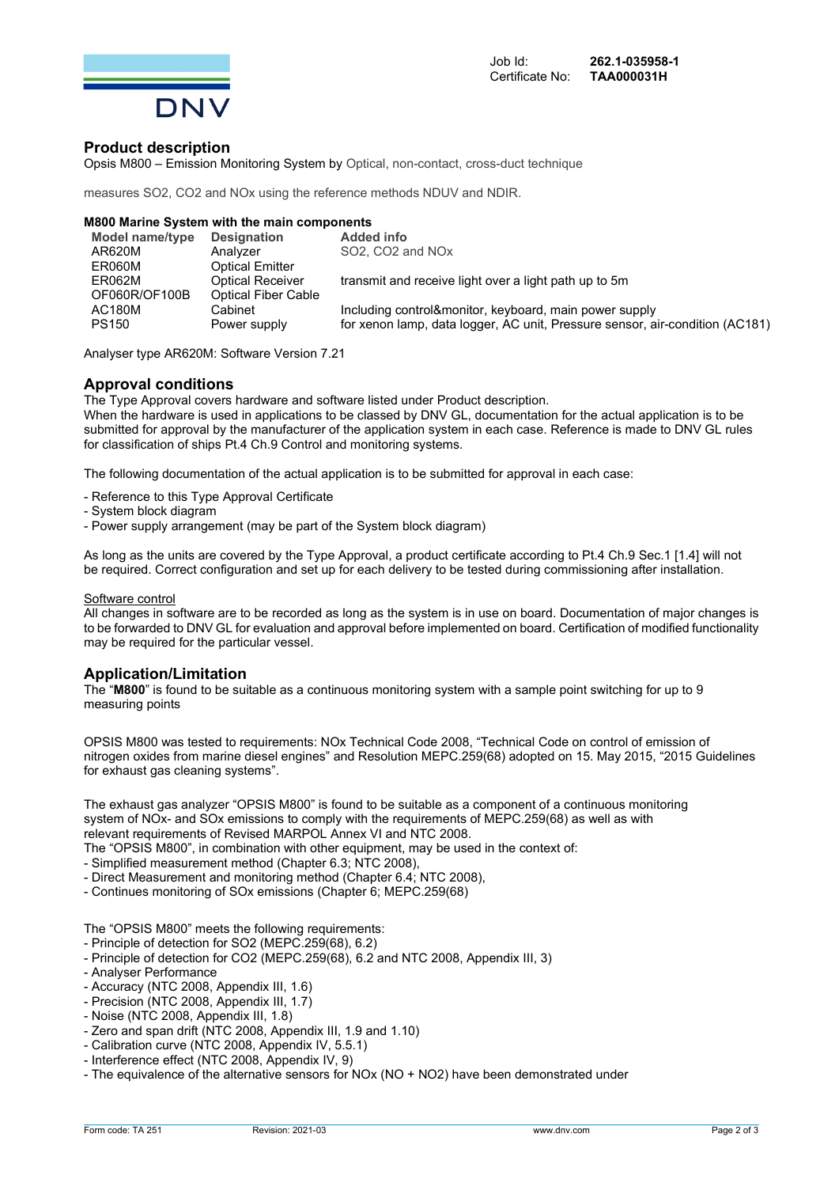Job Id: **262.1-035958-1**
Certificate No: **TAA000031H**

## Product description

Opsis M800 – Emission Monitoring System by Optical, non-contact, cross-duct technique

measures $SO_2$, $CO_2$ and $NO_x$ using the reference methods NDUV and NDIR.

**M800 Marine System with the main components**

| Model name/type | Designation | Added info |
|---|---|---|
| AR620M | Analyzer | $SO_2$, $CO_2$ and $NO_x$ |
| ER060M | Optical Emitter | |
| ER062M | Optical Receiver | transmit and receive light over a light path up to 5m |
| OF060R/OF100B | Optical Fiber Cable | |
| AC180M | Cabinet | Including control&monitor, keyboard, main power supply |
| PS150 | Power supply | for xenon lamp, data logger, AC unit, Pressure sensor, air-condition (AC181) |

Analyser type AR620M: Software Version 7.21

## Approval conditions

The Type Approval covers hardware and software listed under Product description.
When the hardware is used in applications to be classed by DNV GL, documentation for the actual application is to be submitted for approval by the manufacturer of the application system in each case. Reference is made to DNV GL rules for classification of ships Pt.4 Ch.9 Control and monitoring systems.

The following documentation of the actual application is to be submitted for approval in each case:

- Reference to this Type Approval Certificate
- System block diagram
- Power supply arrangement (may be part of the System block diagram)

As long as the units are covered by the Type Approval, a product certificate according to Pt.4 Ch.9 Sec.1 [1.4] will not be required. Correct configuration and set up for each delivery to be tested during commissioning after installation.

Software control

All changes in software are to be recorded as long as the system is in use on board. Documentation of major changes is to be forwarded to DNV GL for evaluation and approval before implemented on board. Certification of modified functionality may be required for the particular vessel.

## Application/Limitation

The "**M800**" is found to be suitable as a continuous monitoring system with a sample point switching for up to 9 measuring points

OPSIS M800 was tested to requirements: $NO_x$ Technical Code 2008, "Technical Code on control of emission of nitrogen oxides from marine diesel engines" and Resolution MEPC.259(68) adopted on 15. May 2015, "2015 Guidelines for exhaust gas cleaning systems".

The exhaust gas analyzer "OPSIS M800" is found to be suitable as a component of a continuous monitoring system of $NO_x$- and $SO_x$ emissions to comply with the requirements of MEPC.259(68) as well as with relevant requirements of Revised MARPOL Annex VI and NTC 2008.
The "OPSIS M800", in combination with other equipment, may be used in the context of:

- Simplified measurement method (Chapter 6.3; NTC 2008),
- Direct Measurement and monitoring method (Chapter 6.4; NTC 2008),
- Continues monitoring of $SO_x$ emissions (Chapter 6; MEPC.259(68)

The "OPSIS M800" meets the following requirements:

- Principle of detection for $SO_2$ (MEPC.259(68), 6.2)
- Principle of detection for $CO_2$ (MEPC.259(68), 6.2 and NTC 2008, Appendix III, 3)
- Analyser Performance
- Accuracy (NTC 2008, Appendix III, 1.6)
- Precision (NTC 2008, Appendix III, 1.7)
- Noise (NTC 2008, Appendix III, 1.8)
- Zero and span drift (NTC 2008, Appendix III, 1.9 and 1.10)
- Calibration curve (NTC 2008, Appendix IV, 5.5.1)
- Interference effect (NTC 2008, Appendix IV, 9)
- The equivalence of the alternative sensors for $NO_x$ ($NO + NO_2$) have been demonstrated under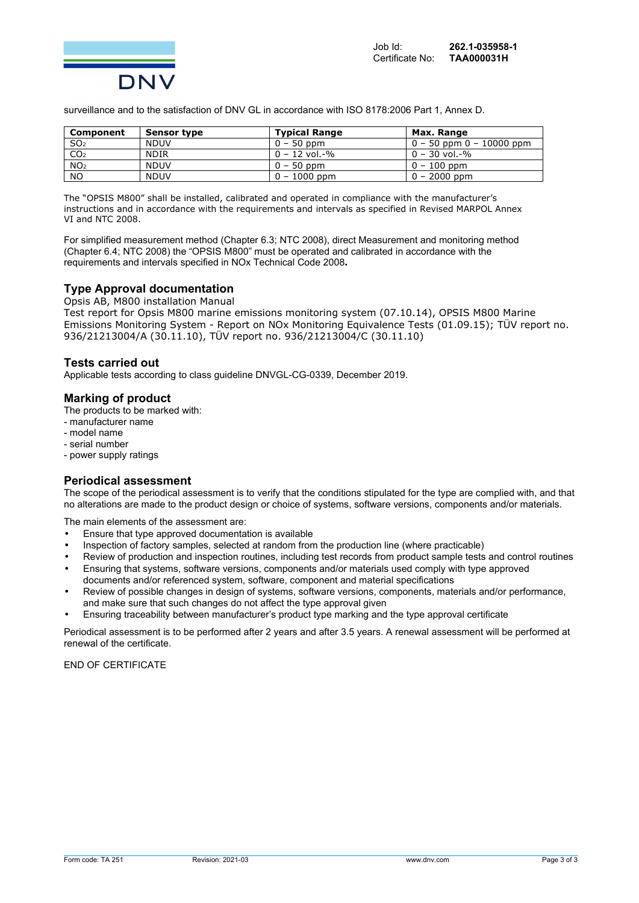surveillance and to the satisfaction of DNV GL in accordance with ISO 8178:2006 Part 1, Annex D.

| Component | Sensor type | Typical Range | Max. Range |
|---|---|---|---|
| $SO_2$ | NDUV | 0 – 50 ppm | 0 – 50 ppm 0 – 10000 ppm |
| $CO_2$ | NDIR | 0 – 12 vol.-% | 0 – 30 vol.-% |
| $NO_2$ | NDUV | 0 – 50 ppm | 0 – 100 ppm |
| NO | NDUV | 0 – 1000 ppm | 0 – 2000 ppm |

The "OPSIS M800" shall be installed, calibrated and operated in compliance with the manufacturer's instructions and in accordance with the requirements and intervals as specified in Revised MARPOL Annex VI and NTC 2008.

For simplified measurement method (Chapter 6.3; NTC 2008), direct Measurement and monitoring method (Chapter 6.4; NTC 2008) the "OPSIS M800" must be operated and calibrated in accordance with the requirements and intervals specified in NOx Technical Code 2008**.**

## Type Approval documentation

Opsis AB, M800 installation Manual
Test report for Opsis M800 marine emissions monitoring system (07.10.14), OPSIS M800 Marine Emissions Monitoring System - Report on NOx Monitoring Equivalence Tests (01.09.15); TÜV report no. 936/21213004/A (30.11.10), TÜV report no. 936/21213004/C (30.11.10)

## Tests carried out

Applicable tests according to class guideline DNVGL-CG-0339, December 2019.

## Marking of product

The products to be marked with:
- manufacturer name
- model name
- serial number
- power supply ratings

## Periodical assessment

The scope of the periodical assessment is to verify that the conditions stipulated for the type are complied with, and that no alterations are made to the product design or choice of systems, software versions, components and/or materials.

The main elements of the assessment are:

- Ensure that type approved documentation is available
- Inspection of factory samples, selected at random from the production line (where practicable)
- Review of production and inspection routines, including test records from product sample tests and control routines
- Ensuring that systems, software versions, components and/or materials used comply with type approved documents and/or referenced system, software, component and material specifications
- Review of possible changes in design of systems, software versions, components, materials and/or performance, and make sure that such changes do not affect the type approval given
- Ensuring traceability between manufacturer's product type marking and the type approval certificate

Periodical assessment is to be performed after 2 years and after 3.5 years. A renewal assessment will be performed at renewal of the certificate.

END OF CERTIFICATE